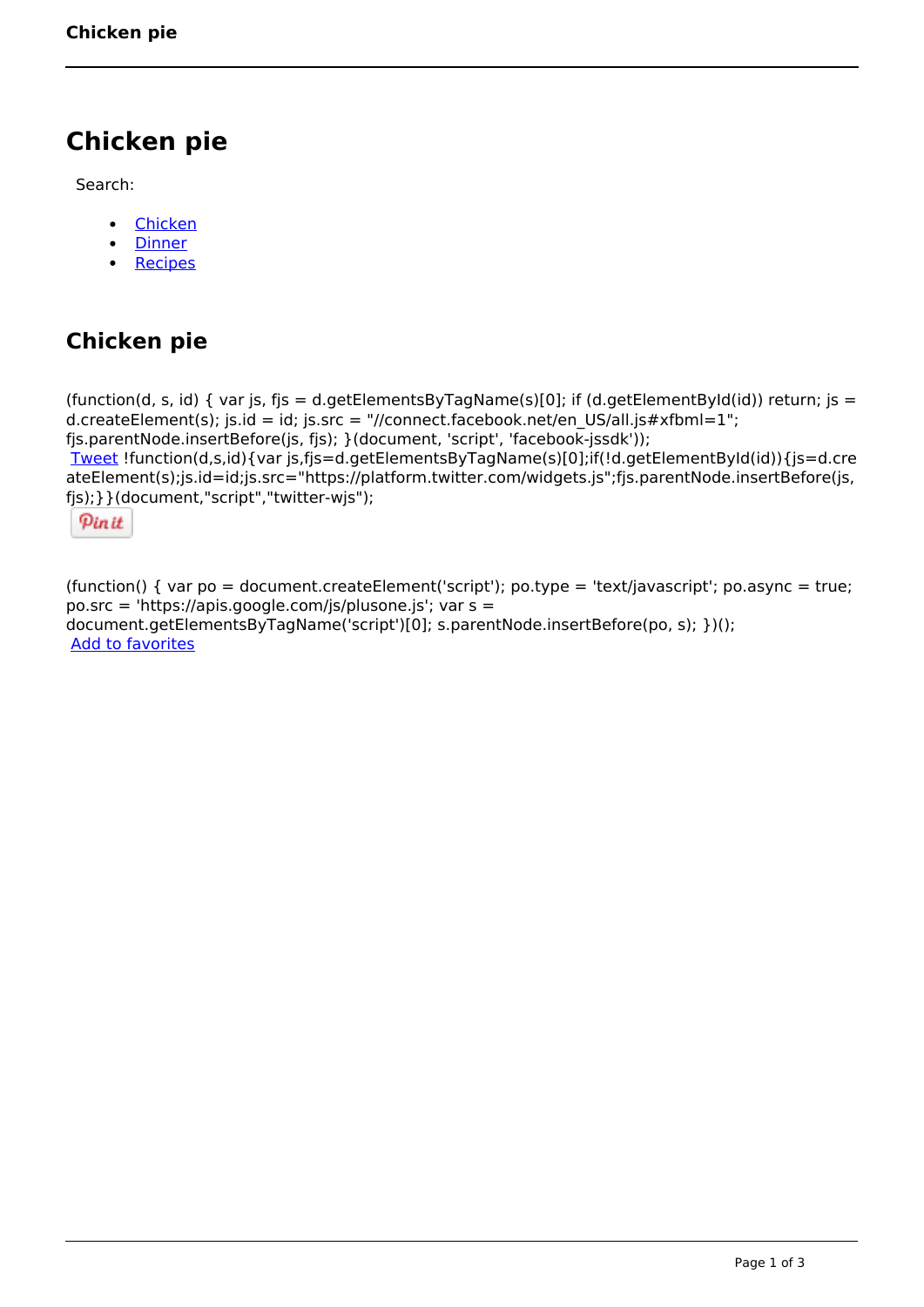# Chicken pie

Search:

- Chicken
- Dinner
- Recipes

## Chicken pie

(function(d, s, id) { var js, fjs = d.getElementsByTagName(s)[0]; if (d.getElementById(id)) return; js = d.createElement(s); js.id = id; js.src = "//connect.facebook.net/en_US/all.js#xfbml=1"; fjs.parentNode.insertBefore(js, fjs); }(document, 'script', 'facebook-jssdk'));
Tweet !function(d,s,id){var js,fjs=d.getElementsByTagName(s)[0];if(!d.getElementById(id)){js=d.createElement(s);js.id=id;js.src="https://platform.twitter.com/widgets.js";fjs.parentNode.insertBefore(js,fjs);}}(document,"script","twitter-wjs");

Pin it

(function() { var po = document.createElement('script'); po.type = 'text/javascript'; po.async = true; po.src = 'https://apis.google.com/js/plusone.js'; var s = document.getElementsByTagName('script')[0]; s.parentNode.insertBefore(po, s); })();
Add to favorites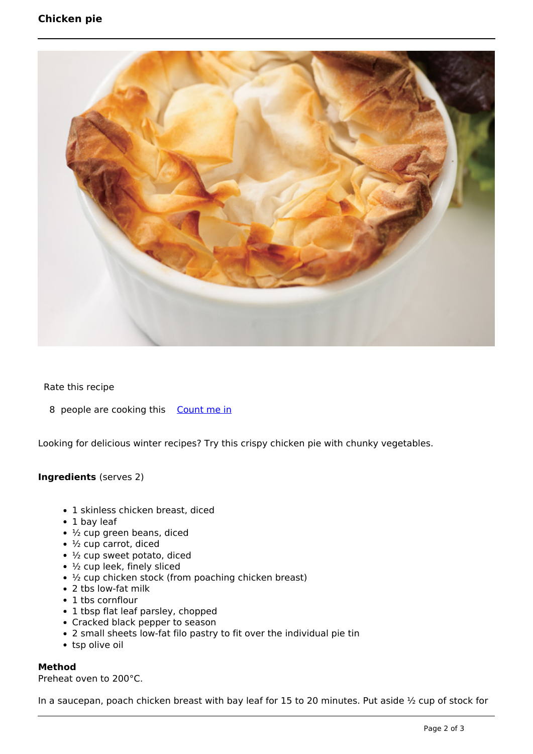# Chicken pie

Rate this recipe

8 people are cooking this [Count me in]

Looking for delicious winter recipes? Try this crispy chicken pie with chunky vegetables.

**Ingredients** (serves 2)

- 1 skinless chicken breast, diced
- 1 bay leaf
- ½ cup green beans, diced
- ½ cup carrot, diced
- ½ cup sweet potato, diced
- ½ cup leek, finely sliced
- ½ cup chicken stock (from poaching chicken breast)
- 2 tbs low-fat milk
- 1 tbs cornflour
- 1 tbsp flat leaf parsley, chopped
- Cracked black pepper to season
- 2 small sheets low-fat filo pastry to fit over the individual pie tin
- tsp olive oil

**Method**

Preheat oven to 200°C.

In a saucepan, poach chicken breast with bay leaf for 15 to 20 minutes. Put aside ½ cup of stock for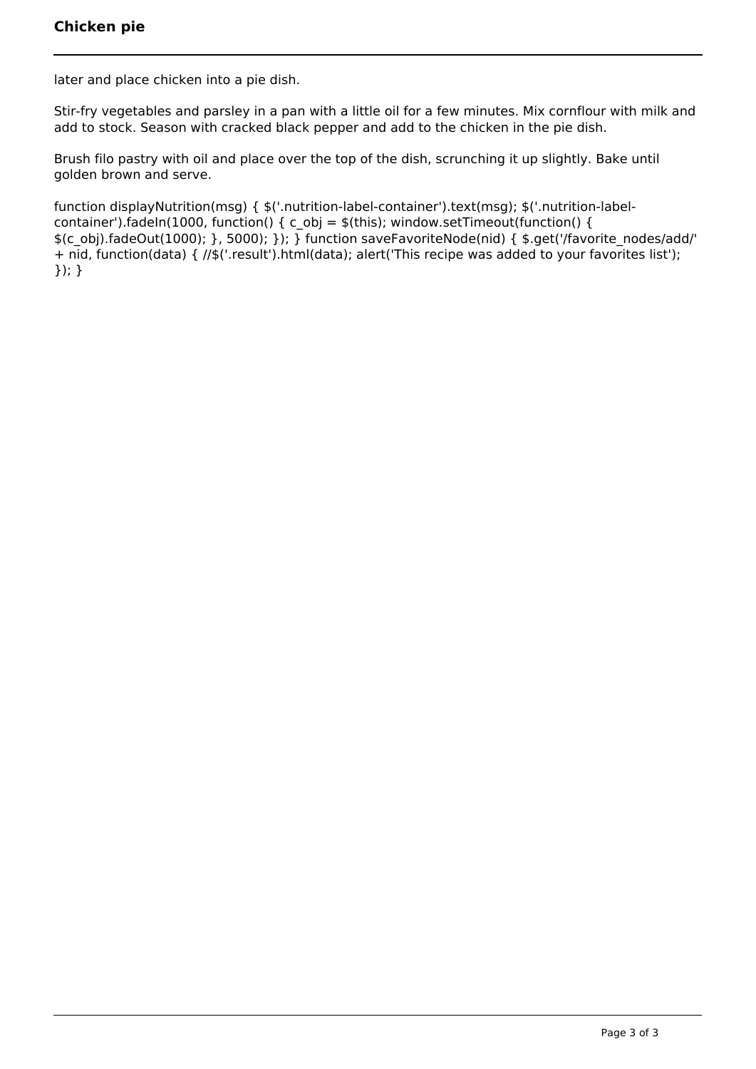later and place chicken into a pie dish.

Stir-fry vegetables and parsley in a pan with a little oil for a few minutes. Mix cornflour with milk and add to stock. Season with cracked black pepper and add to the chicken in the pie dish.

Brush filo pastry with oil and place over the top of the dish, scrunching it up slightly. Bake until golden brown and serve.

```
function displayNutrition(msg) { $('.nutrition-label-container').text(msg); $('.nutrition-label-container').fadeIn(1000, function() { c_obj = $(this); window.setTimeout(function() { $(c_obj).fadeOut(1000); }, 5000); }); } function saveFavoriteNode(nid) { $.get('/favorite_nodes/add/' + nid, function(data) { //$('.result').html(data); alert('This recipe was added to your favorites list'); }); }
```